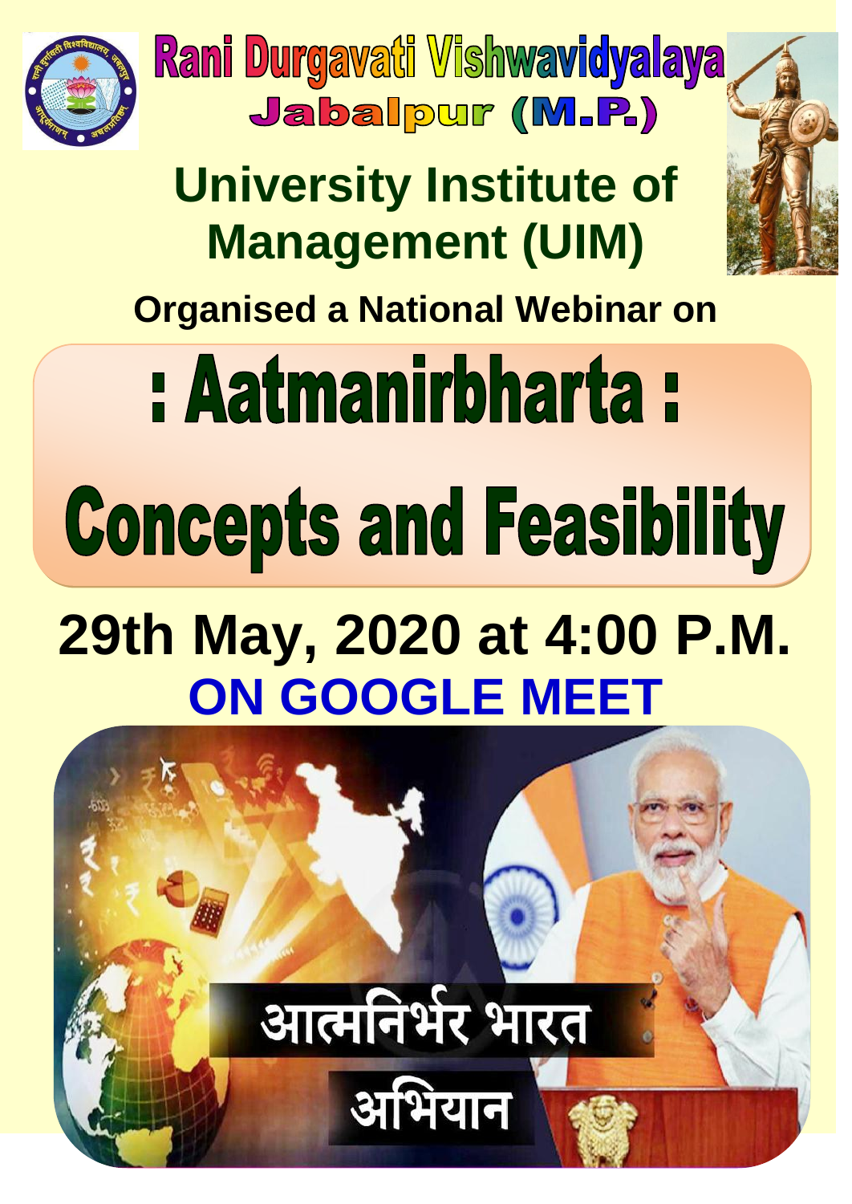# Rani Durgavati Vishwavidyalaya
## Jabalpur (M.P.)

## University Institute of Management (UIM)

**Organised a National Webinar on**

# : Aatmanirbharta :
# Concepts and Feasibility

## 29th May, 2020 at 4:00 P.M.
## ON GOOGLE MEET

आत्मनिर्भर भारत

अभियान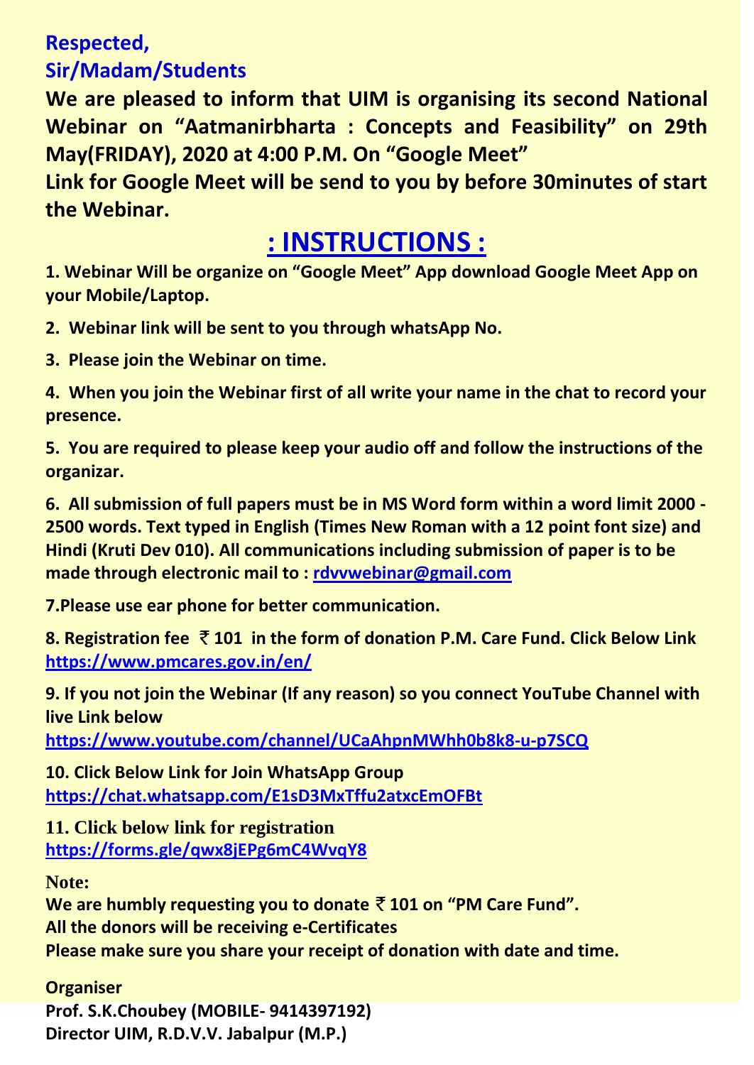**Respected,**
**Sir/Madam/Students**

**We are pleased to inform that UIM is organising its second National Webinar on "Aatmanirbharta : Concepts and Feasibility" on 29th May(FRIDAY), 2020 at 4:00 P.M. On "Google Meet"**
**Link for Google Meet will be send to you by before 30minutes of start the Webinar.**

## : INSTRUCTIONS :

**1. Webinar Will be organize on "Google Meet" App download Google Meet App on your Mobile/Laptop.**

**2. Webinar link will be sent to you through whatsApp No.**

**3. Please join the Webinar on time.**

**4. When you join the Webinar first of all write your name in the chat to record your presence.**

**5. You are required to please keep your audio off and follow the instructions of the organizar.**

**6. All submission of full papers must be in MS Word form within a word limit 2000 - 2500 words. Text typed in English (Times New Roman with a 12 point font size) and Hindi (Kruti Dev 010). All communications including submission of paper is to be made through electronic mail to : rdvvwebinar@gmail.com**

**7.Please use ear phone for better communication.**

**8. Registration fee ₹ 101 in the form of donation P.M. Care Fund. Click Below Link https://www.pmcares.gov.in/en/**

**9. If you not join the Webinar (If any reason) so you connect YouTube Channel with live Link below https://www.youtube.com/channel/UCaAhpnMWhh0b8k8-u-p7SCQ**

**10. Click Below Link for Join WhatsApp Group https://chat.whatsapp.com/E1sD3MxTffu2atxcEmOFBt**

**11. Click below link for registration https://forms.gle/qwx8jEPg6mC4WvqY8**

**Note:**
**We are humbly requesting you to donate ₹ 101 on "PM Care Fund".**
**All the donors will be receiving e-Certificates**
**Please make sure you share your receipt of donation with date and time.**

**Organiser**
**Prof. S.K.Choubey (MOBILE- 9414397192)**
**Director UIM, R.D.V.V. Jabalpur (M.P.)**